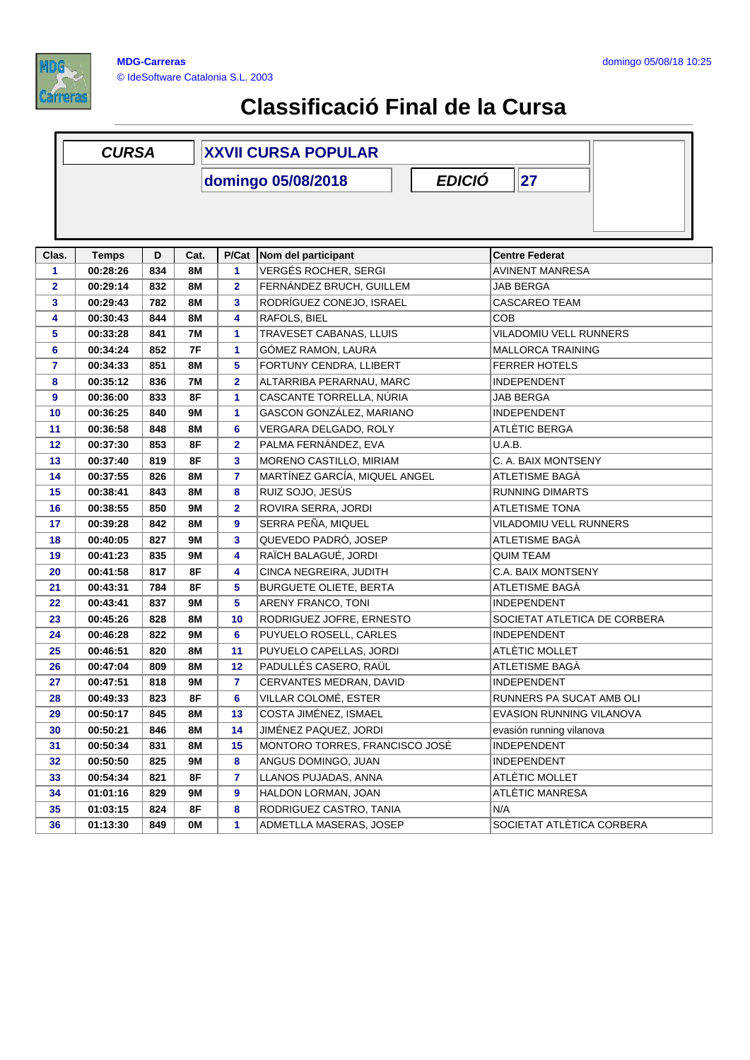MDG-Carreras

© IdeSoftware Catalonia S.L. 2003

domingo 05/08/18 10:25

# Classificació Final de la Cursa

| CURSA | XXVII CURSA POPULAR |
| --- | --- |
| | domingo 05/08/2018 |
| EDICIÓ | 27 |

| Clas. | Temps | D | Cat. | P/Cat | Nom del participant | Centre Federat |
| --- | --- | --- | --- | --- | --- | --- |
| 1 | 00:28:26 | 834 | 8M | 1 | VERGÉS ROCHER, SERGI | AVINENT MANRESA |
| 2 | 00:29:14 | 832 | 8M | 2 | FERNÁNDEZ BRUCH, GUILLEM | JAB BERGA |
| 3 | 00:29:43 | 782 | 8M | 3 | RODRÍGUEZ CONEJO, ISRAEL | CASCAREO TEAM |
| 4 | 00:30:43 | 844 | 8M | 4 | RAFOLS, BIEL | COB |
| 5 | 00:33:28 | 841 | 7M | 1 | TRAVESET CABANAS, LLUIS | VILADOMIU VELL RUNNERS |
| 6 | 00:34:24 | 852 | 7F | 1 | GÓMEZ RAMON, LAURA | MALLORCA TRAINING |
| 7 | 00:34:33 | 851 | 8M | 5 | FORTUNY CENDRA, LLIBERT | FERRER HOTELS |
| 8 | 00:35:12 | 836 | 7M | 2 | ALTARRIBA PERARNAU, MARC | INDEPENDENT |
| 9 | 00:36:00 | 833 | 8F | 1 | CASCANTE TORRELLA, NÚRIA | JAB BERGA |
| 10 | 00:36:25 | 840 | 9M | 1 | GASCON GONZÁLEZ, MARIANO | INDEPENDENT |
| 11 | 00:36:58 | 848 | 8M | 6 | VERGARA DELGADO, ROLY | ATLÈTIC BERGA |
| 12 | 00:37:30 | 853 | 8F | 2 | PALMA FERNÁNDEZ, EVA | U.A.B. |
| 13 | 00:37:40 | 819 | 8F | 3 | MORENO CASTILLO, MIRIAM | C. A. BAIX MONTSENY |
| 14 | 00:37:55 | 826 | 8M | 7 | MARTÍNEZ GARCÍA, MIQUEL ANGEL | ATLETISME BAGÀ |
| 15 | 00:38:41 | 843 | 8M | 8 | RUIZ SOJO, JESÚS | RUNNING DIMARTS |
| 16 | 00:38:55 | 850 | 9M | 2 | ROVIRA SERRA, JORDI | ATLETISME TONA |
| 17 | 00:39:28 | 842 | 8M | 9 | SERRA PEÑA, MIQUEL | VILADOMIU VELL RUNNERS |
| 18 | 00:40:05 | 827 | 9M | 3 | QUEVEDO PADRÓ, JOSEP | ATLETISME BAGÀ |
| 19 | 00:41:23 | 835 | 9M | 4 | RAÏCH BALAGUÉ, JORDI | QUIM TEAM |
| 20 | 00:41:58 | 817 | 8F | 4 | CINCA NEGREIRA, JUDITH | C.A. BAIX MONTSENY |
| 21 | 00:43:31 | 784 | 8F | 5 | BURGUETE OLIETE, BERTA | ATLETISME BAGÀ |
| 22 | 00:43:41 | 837 | 9M | 5 | ARENY FRANCO, TONI | INDEPENDENT |
| 23 | 00:45:26 | 828 | 8M | 10 | RODRIGUEZ JOFRE, ERNESTO | SOCIETAT ATLETICA DE CORBERA |
| 24 | 00:46:28 | 822 | 9M | 6 | PUYUELO ROSELL, CARLES | INDEPENDENT |
| 25 | 00:46:51 | 820 | 8M | 11 | PUYUELO CAPELLAS, JORDI | ATLÈTIC MOLLET |
| 26 | 00:47:04 | 809 | 8M | 12 | PADULLÉS CASERO, RAÜL | ATLETISME BAGÀ |
| 27 | 00:47:51 | 818 | 9M | 7 | CERVANTES MEDRAN, DAVID | INDEPENDENT |
| 28 | 00:49:33 | 823 | 8F | 6 | VILLAR COLOMÉ, ESTER | RUNNERS PA SUCAT AMB OLI |
| 29 | 00:50:17 | 845 | 8M | 13 | COSTA JIMÉNEZ, ISMAEL | EVASION RUNNING VILANOVA |
| 30 | 00:50:21 | 846 | 8M | 14 | JIMÉNEZ PAQUEZ, JORDI | evasión running vilanova |
| 31 | 00:50:34 | 831 | 8M | 15 | MONTORO TORRES, FRANCISCO JOSÉ | INDEPENDENT |
| 32 | 00:50:50 | 825 | 9M | 8 | ANGUS DOMINGO, JUAN | INDEPENDENT |
| 33 | 00:54:34 | 821 | 8F | 7 | LLANOS PUJADAS, ANNA | ATLÈTIC MOLLET |
| 34 | 01:01:16 | 829 | 9M | 9 | HALDON LORMAN, JOAN | ATLÈTIC MANRESA |
| 35 | 01:03:15 | 824 | 8F | 8 | RODRIGUEZ CASTRO, TANIA | N/A |
| 36 | 01:13:30 | 849 | 0M | 1 | ADMETLLA MASERAS, JOSEP | SOCIETAT ATLÈTICA CORBERA |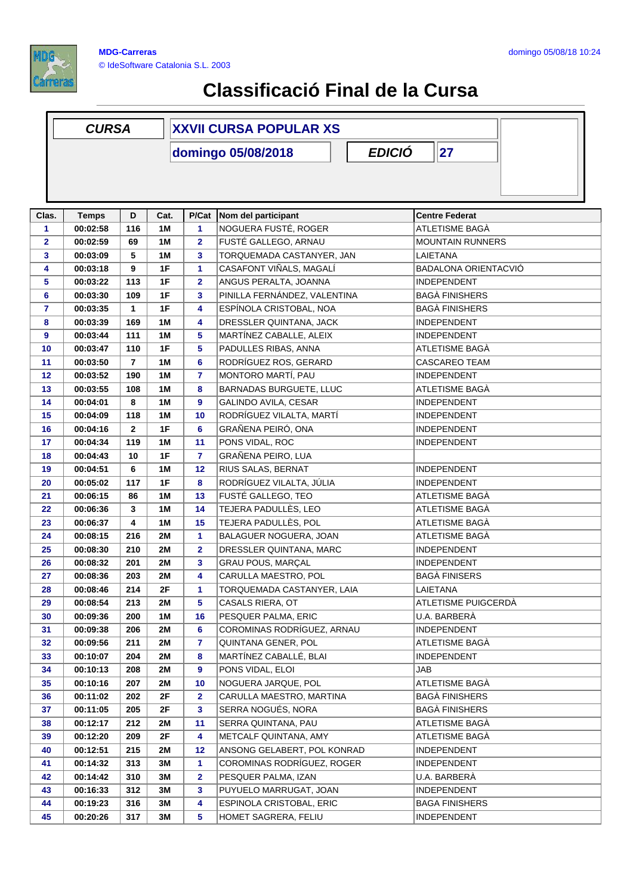MDG-Carreras
© IdeSoftware Catalonia S.L. 2003

domingo 05/08/18 10:24

# Classificació Final de la Cursa

| CURSA | XXVII CURSA POPULAR XS | | |
|---|---|---|---|
| | domingo 05/08/2018 | EDICIÓ | 27 |

| Clas. | Temps | D | Cat. | P/Cat | Nom del participant | Centre Federat |
|---|---|---|---|---|---|---|
| 1 | 00:02:58 | 116 | 1M | 1 | NOGUERA FUSTÉ, ROGER | ATLETISME BAGÀ |
| 2 | 00:02:59 | 69 | 1M | 2 | FUSTÉ GALLEGO, ARNAU | MOUNTAIN RUNNERS |
| 3 | 00:03:09 | 5 | 1M | 3 | TORQUEMADA CASTANYER, JAN | LAIETANA |
| 4 | 00:03:18 | 9 | 1F | 1 | CASAFONT VIÑALS, MAGALÍ | BADALONA ORIENTACVIÓ |
| 5 | 00:03:22 | 113 | 1F | 2 | ANGUS PERALTA, JOANNA | INDEPENDENT |
| 6 | 00:03:30 | 109 | 1F | 3 | PINILLA FERNÁNDEZ, VALENTINA | BAGÀ FINISHERS |
| 7 | 00:03:35 | 1 | 1F | 4 | ESPÍNOLA CRISTOBAL, NOA | BAGÀ FINISHERS |
| 8 | 00:03:39 | 169 | 1M | 4 | DRESSLER QUINTANA, JACK | INDEPENDENT |
| 9 | 00:03:44 | 111 | 1M | 5 | MARTÍNEZ CABALLE, ALEIX | INDEPENDENT |
| 10 | 00:03:47 | 110 | 1F | 5 | PADULLES RIBAS, ANNA | ATLETISME BAGÀ |
| 11 | 00:03:50 | 7 | 1M | 6 | RODRÍGUEZ ROS, GERARD | CASCAREO TEAM |
| 12 | 00:03:52 | 190 | 1M | 7 | MONTORO MARTÍ, PAU | INDEPENDENT |
| 13 | 00:03:55 | 108 | 1M | 8 | BARNADAS BURGUETE, LLUC | ATLETISME BAGÀ |
| 14 | 00:04:01 | 8 | 1M | 9 | GALINDO AVILA, CESAR | INDEPENDENT |
| 15 | 00:04:09 | 118 | 1M | 10 | RODRÍGUEZ VILALTA, MARTÍ | INDEPENDENT |
| 16 | 00:04:16 | 2 | 1F | 6 | GRAÑENA PEIRÓ, ONA | INDEPENDENT |
| 17 | 00:04:34 | 119 | 1M | 11 | PONS VIDAL, ROC | INDEPENDENT |
| 18 | 00:04:43 | 10 | 1F | 7 | GRAÑENA PEIRO, LUA | |
| 19 | 00:04:51 | 6 | 1M | 12 | RIUS SALAS, BERNAT | INDEPENDENT |
| 20 | 00:05:02 | 117 | 1F | 8 | RODRÍGUEZ VILALTA, JÚLIA | INDEPENDENT |
| 21 | 00:06:15 | 86 | 1M | 13 | FUSTÉ GALLEGO, TEO | ATLETISME BAGÀ |
| 22 | 00:06:36 | 3 | 1M | 14 | TEJERA PADULLÈS, LEO | ATLETISME BAGÀ |
| 23 | 00:06:37 | 4 | 1M | 15 | TEJERA PADULLÈS, POL | ATLETISME BAGÀ |
| 24 | 00:08:15 | 216 | 2M | 1 | BALAGUER NOGUERA, JOAN | ATLETISME BAGÀ |
| 25 | 00:08:30 | 210 | 2M | 2 | DRESSLER QUINTANA, MARC | INDEPENDENT |
| 26 | 00:08:32 | 201 | 2M | 3 | GRAU POUS, MARÇAL | INDEPENDENT |
| 27 | 00:08:36 | 203 | 2M | 4 | CARULLA MAESTRO, POL | BAGÀ FINISERS |
| 28 | 00:08:46 | 214 | 2F | 1 | TORQUEMADA CASTANYER, LAIA | LAIETANA |
| 29 | 00:08:54 | 213 | 2M | 5 | CASALS RIERA, OT | ATLETISME PUIGCERDÀ |
| 30 | 00:09:36 | 200 | 1M | 16 | PESQUER PALMA, ERIC | U.A. BARBERÀ |
| 31 | 00:09:38 | 206 | 2M | 6 | COROMINAS RODRÍGUEZ, ARNAU | INDEPENDENT |
| 32 | 00:09:56 | 211 | 2M | 7 | QUINTANA GENER, POL | ATLETISME BAGÀ |
| 33 | 00:10:07 | 204 | 2M | 8 | MARTÍNEZ CABALLÉ, BLAI | INDEPENDENT |
| 34 | 00:10:13 | 208 | 2M | 9 | PONS VIDAL, ELOI | JAB |
| 35 | 00:10:16 | 207 | 2M | 10 | NOGUERA JARQUE, POL | ATLETISME BAGÀ |
| 36 | 00:11:02 | 202 | 2F | 2 | CARULLA MAESTRO, MARTINA | BAGÀ FINISHERS |
| 37 | 00:11:05 | 205 | 2F | 3 | SERRA NOGUÉS, NORA | BAGÀ FINISHERS |
| 38 | 00:12:17 | 212 | 2M | 11 | SERRA QUINTANA, PAU | ATLETISME BAGÀ |
| 39 | 00:12:20 | 209 | 2F | 4 | METCALF QUINTANA, AMY | ATLETISME BAGÀ |
| 40 | 00:12:51 | 215 | 2M | 12 | ANSONG GELABERT, POL KONRAD | INDEPENDENT |
| 41 | 00:14:32 | 313 | 3M | 1 | COROMINAS RODRÍGUEZ, ROGER | INDEPENDENT |
| 42 | 00:14:42 | 310 | 3M | 2 | PESQUER PALMA, IZAN | U.A. BARBERÀ |
| 43 | 00:16:33 | 312 | 3M | 3 | PUYUELO MARRUGAT, JOAN | INDEPENDENT |
| 44 | 00:19:23 | 316 | 3M | 4 | ESPINOLA CRISTOBAL, ERIC | BAGA FINISHERS |
| 45 | 00:20:26 | 317 | 3M | 5 | HOMET SAGRERA, FELIU | INDEPENDENT |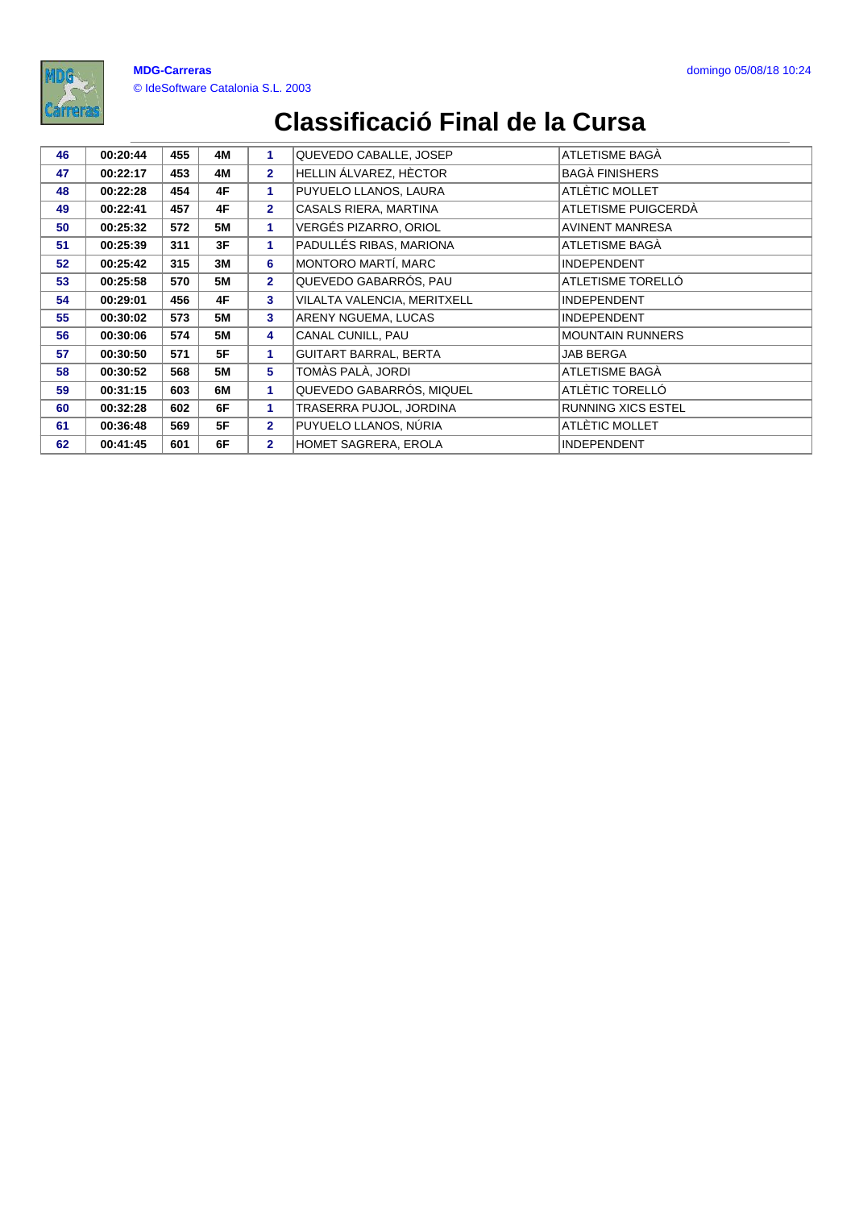# Classificació Final de la Cursa

| | | | | | | |
|---|---|---|---|---|---|---|
| 46 | 00:20:44 | 455 | 4M | 1 | QUEVEDO CABALLE, JOSEP | ATLETISME BAGÀ |
| 47 | 00:22:17 | 453 | 4M | 2 | HELLIN ÁLVAREZ, HÈCTOR | BAGÀ FINISHERS |
| 48 | 00:22:28 | 454 | 4F | 1 | PUYUELO LLANOS, LAURA | ATLÈTIC MOLLET |
| 49 | 00:22:41 | 457 | 4F | 2 | CASALS RIERA, MARTINA | ATLETISME PUIGCERDÀ |
| 50 | 00:25:32 | 572 | 5M | 1 | VERGÉS PIZARRO, ORIOL | AVINENT MANRESA |
| 51 | 00:25:39 | 311 | 3F | 1 | PADULLÉS RIBAS, MARIONA | ATLETISME BAGÀ |
| 52 | 00:25:42 | 315 | 3M | 6 | MONTORO MARTÍ, MARC | INDEPENDENT |
| 53 | 00:25:58 | 570 | 5M | 2 | QUEVEDO GABARRÓS, PAU | ATLETISME TORELLÓ |
| 54 | 00:29:01 | 456 | 4F | 3 | VILALTA VALENCIA, MERITXELL | INDEPENDENT |
| 55 | 00:30:02 | 573 | 5M | 3 | ARENY NGUEMA, LUCAS | INDEPENDENT |
| 56 | 00:30:06 | 574 | 5M | 4 | CANAL CUNILL, PAU | MOUNTAIN RUNNERS |
| 57 | 00:30:50 | 571 | 5F | 1 | GUITART BARRAL, BERTA | JAB BERGA |
| 58 | 00:30:52 | 568 | 5M | 5 | TOMÀS PALÀ, JORDI | ATLETISME BAGÀ |
| 59 | 00:31:15 | 603 | 6M | 1 | QUEVEDO GABARRÓS, MIQUEL | ATLÈTIC TORELLÓ |
| 60 | 00:32:28 | 602 | 6F | 1 | TRASERRA PUJOL, JORDINA | RUNNING XICS ESTEL |
| 61 | 00:36:48 | 569 | 5F | 2 | PUYUELO LLANOS, NÚRIA | ATLÈTIC MOLLET |
| 62 | 00:41:45 | 601 | 6F | 2 | HOMET SAGRERA, EROLA | INDEPENDENT |